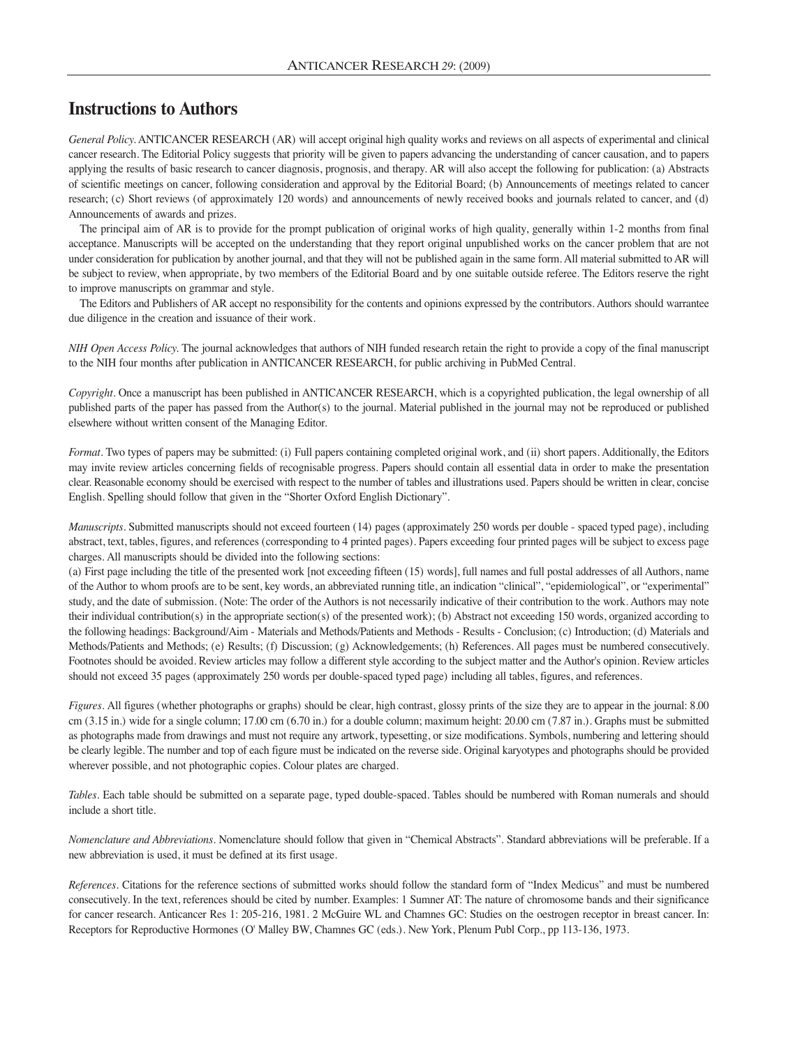# Instructions to Authors

*General Policy.* ANTICANCER RESEARCH (AR) will accept original high quality works and reviews on all aspects of experimental and clinical cancer research. The Editorial Policy suggests that priority will be given to papers advancing the understanding of cancer causation, and to papers applying the results of basic research to cancer diagnosis, prognosis, and therapy. AR will also accept the following for publication: (a) Abstracts of scientific meetings on cancer, following consideration and approval by the Editorial Board; (b) Announcements of meetings related to cancer research; (c) Short reviews (of approximately 120 words) and announcements of newly received books and journals related to cancer, and (d) Announcements of awards and prizes.

The principal aim of AR is to provide for the prompt publication of original works of high quality, generally within 1-2 months from final acceptance. Manuscripts will be accepted on the understanding that they report original unpublished works on the cancer problem that are not under consideration for publication by another journal, and that they will not be published again in the same form. All material submitted to AR will be subject to review, when appropriate, by two members of the Editorial Board and by one suitable outside referee. The Editors reserve the right to improve manuscripts on grammar and style.

The Editors and Publishers of AR accept no responsibility for the contents and opinions expressed by the contributors. Authors should warrantee due diligence in the creation and issuance of their work.

*NIH Open Access Policy.* The journal acknowledges that authors of NIH funded research retain the right to provide a copy of the final manuscript to the NIH four months after publication in ANTICANCER RESEARCH, for public archiving in PubMed Central.

*Copyright.* Once a manuscript has been published in ANTICANCER RESEARCH, which is a copyrighted publication, the legal ownership of all published parts of the paper has passed from the Author(s) to the journal. Material published in the journal may not be reproduced or published elsewhere without written consent of the Managing Editor.

*Format.* Two types of papers may be submitted: (i) Full papers containing completed original work, and (ii) short papers. Additionally, the Editors may invite review articles concerning fields of recognisable progress. Papers should contain all essential data in order to make the presentation clear. Reasonable economy should be exercised with respect to the number of tables and illustrations used. Papers should be written in clear, concise English. Spelling should follow that given in the "Shorter Oxford English Dictionary".

*Manuscripts.* Submitted manuscripts should not exceed fourteen (14) pages (approximately 250 words per double - spaced typed page), including abstract, text, tables, figures, and references (corresponding to 4 printed pages). Papers exceeding four printed pages will be subject to excess page charges. All manuscripts should be divided into the following sections:

(a) First page including the title of the presented work [not exceeding fifteen (15) words], full names and full postal addresses of all Authors, name of the Author to whom proofs are to be sent, key words, an abbreviated running title, an indication "clinical", "epidemiological", or "experimental" study, and the date of submission. (Note: The order of the Authors is not necessarily indicative of their contribution to the work. Authors may note their individual contribution(s) in the appropriate section(s) of the presented work); (b) Abstract not exceeding 150 words, organized according to the following headings: Background/Aim - Materials and Methods/Patients and Methods - Results - Conclusion; (c) Introduction; (d) Materials and Methods/Patients and Methods; (e) Results; (f) Discussion; (g) Acknowledgements; (h) References. All pages must be numbered consecutively. Footnotes should be avoided. Review articles may follow a different style according to the subject matter and the Author's opinion. Review articles should not exceed 35 pages (approximately 250 words per double-spaced typed page) including all tables, figures, and references.

*Figures.* All figures (whether photographs or graphs) should be clear, high contrast, glossy prints of the size they are to appear in the journal: 8.00 cm (3.15 in.) wide for a single column; 17.00 cm (6.70 in.) for a double column; maximum height: 20.00 cm (7.87 in.). Graphs must be submitted as photographs made from drawings and must not require any artwork, typesetting, or size modifications. Symbols, numbering and lettering should be clearly legible. The number and top of each figure must be indicated on the reverse side. Original karyotypes and photographs should be provided wherever possible, and not photographic copies. Colour plates are charged.

*Tables.* Each table should be submitted on a separate page, typed double-spaced. Tables should be numbered with Roman numerals and should include a short title.

*Nomenclature and Abbreviations.* Nomenclature should follow that given in "Chemical Abstracts". Standard abbreviations will be preferable. If a new abbreviation is used, it must be defined at its first usage.

*References.* Citations for the reference sections of submitted works should follow the standard form of "Index Medicus" and must be numbered consecutively. In the text, references should be cited by number. Examples: 1 Sumner AT: The nature of chromosome bands and their significance for cancer research. Anticancer Res 1: 205-216, 1981. 2 McGuire WL and Chamnes GC: Studies on the oestrogen receptor in breast cancer. In: Receptors for Reproductive Hormones (O' Malley BW, Chamnes GC (eds.). New York, Plenum Publ Corp., pp 113-136, 1973.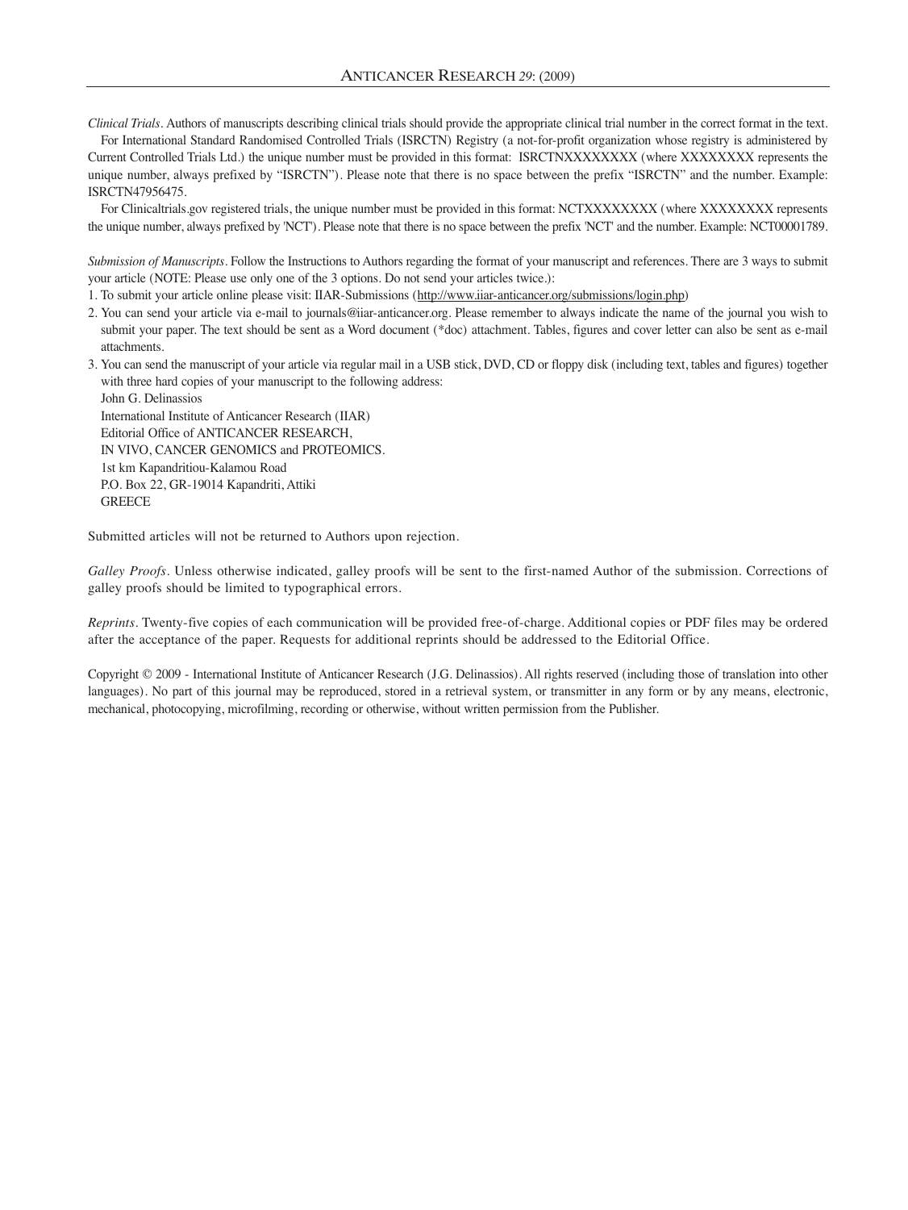*Clinical Trials*. Authors of manuscripts describing clinical trials should provide the appropriate clinical trial number in the correct format in the text.

For International Standard Randomised Controlled Trials (ISRCTN) Registry (a not-for-profit organization whose registry is administered by Current Controlled Trials Ltd.) the unique number must be provided in this format: ISRCTNXXXXXXXX (where XXXXXXXX represents the unique number, always prefixed by "ISRCTN"). Please note that there is no space between the prefix "ISRCTN" and the number. Example: ISRCTN47956475.

For Clinicaltrials.gov registered trials, the unique number must be provided in this format: NCTXXXXXXXX (where XXXXXXXX represents the unique number, always prefixed by 'NCT'). Please note that there is no space between the prefix 'NCT' and the number. Example: NCT00001789.

*Submission of Manuscripts*. Follow the Instructions to Authors regarding the format of your manuscript and references. There are 3 ways to submit your article (NOTE: Please use only one of the 3 options. Do not send your articles twice.):

1. To submit your article online please visit: IIAR-Submissions (http://www.iiar-anticancer.org/submissions/login.php)
2. You can send your article via e-mail to journals@iiar-anticancer.org. Please remember to always indicate the name of the journal you wish to submit your paper. The text should be sent as a Word document (*doc) attachment. Tables, figures and cover letter can also be sent as e-mail attachments.
3. You can send the manuscript of your article via regular mail in a USB stick, DVD, CD or floppy disk (including text, tables and figures) together with three hard copies of your manuscript to the following address:
   John G. Delinassios
   International Institute of Anticancer Research (IIAR)
   Editorial Office of ANTICANCER RESEARCH,
   IN VIVO, CANCER GENOMICS and PROTEOMICS.
   1st km Kapandritiou-Kalamou Road
   P.O. Box 22, GR-19014 Kapandriti, Attiki
   GREECE

Submitted articles will not be returned to Authors upon rejection.

*Galley Proofs*. Unless otherwise indicated, galley proofs will be sent to the first-named Author of the submission. Corrections of galley proofs should be limited to typographical errors.

*Reprints*. Twenty-five copies of each communication will be provided free-of-charge. Additional copies or PDF files may be ordered after the acceptance of the paper. Requests for additional reprints should be addressed to the Editorial Office.

Copyright © 2009 - International Institute of Anticancer Research (J.G. Delinassios). All rights reserved (including those of translation into other languages). No part of this journal may be reproduced, stored in a retrieval system, or transmitter in any form or by any means, electronic, mechanical, photocopying, microfilming, recording or otherwise, without written permission from the Publisher.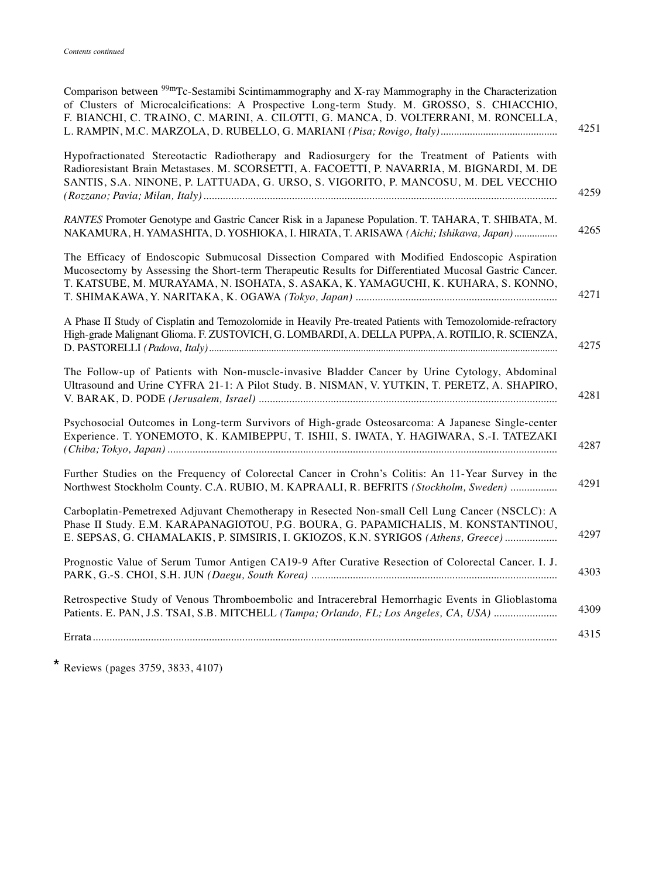*Contents continued*

Comparison between $^{99m}$Tc-Sestamibi Scintimammography and X-ray Mammography in the Characterization of Clusters of Microcalcifications: A Prospective Long-term Study. M. GROSSO, S. CHIACCHIO, F. BIANCHI, C. TRAINO, C. MARINI, A. CILOTTI, G. MANCA, D. VOLTERRANI, M. RONCELLA, L. RAMPIN, M.C. MARZOLA, D. RUBELLO, G. MARIANI *(Pisa; Rovigo, Italy)* ........ 4251

Hypofractionated Stereotactic Radiotherapy and Radiosurgery for the Treatment of Patients with Radioresistant Brain Metastases. M. SCORSETTI, A. FACOETTI, P. NAVARRIA, M. BIGNARDI, M. DE SANTIS, S.A. NINONE, P. LATTUADA, G. URSO, S. VIGORITO, P. MANCOSU, M. DEL VECCHIO *(Rozzano; Pavia; Milan, Italy)* ........ 4259

*RANTES* Promoter Genotype and Gastric Cancer Risk in a Japanese Population. T. TAHARA, T. SHIBATA, M. NAKAMURA, H. YAMASHITA, D. YOSHIOKA, I. HIRATA, T. ARISAWA *(Aichi; Ishikawa, Japan)* ........ 4265

The Efficacy of Endoscopic Submucosal Dissection Compared with Modified Endoscopic Aspiration Mucosectomy by Assessing the Short-term Therapeutic Results for Differentiated Mucosal Gastric Cancer. T. KATSUBE, M. MURAYAMA, N. ISOHATA, S. ASAKA, K. YAMAGUCHI, K. KUHARA, S. KONNO, T. SHIMAKAWA, Y. NARITAKA, K. OGAWA *(Tokyo, Japan)* ........ 4271

A Phase II Study of Cisplatin and Temozolomide in Heavily Pre-treated Patients with Temozolomide-refractory High-grade Malignant Glioma. F. ZUSTOVICH, G. LOMBARDI, A. DELLA PUPPA, A. ROTILIO, R. SCIENZA, D. PASTORELLI *(Padova, Italy)* ........ 4275

The Follow-up of Patients with Non-muscle-invasive Bladder Cancer by Urine Cytology, Abdominal Ultrasound and Urine CYFRA 21-1: A Pilot Study. B. NISMAN, V. YUTKIN, T. PERETZ, A. SHAPIRO, V. BARAK, D. PODE *(Jerusalem, Israel)* ........ 4281

Psychosocial Outcomes in Long-term Survivors of High-grade Osteosarcoma: A Japanese Single-center Experience. T. YONEMOTO, K. KAMIBEPPU, T. ISHII, S. IWATA, Y. HAGIWARA, S.-I. TATEZAKI *(Chiba; Tokyo, Japan)* ........ 4287

Further Studies on the Frequency of Colorectal Cancer in Crohn's Colitis: An 11-Year Survey in the Northwest Stockholm County. C.A. RUBIO, M. KAPRAALI, R. BEFRITS *(Stockholm, Sweden)* ........ 4291

Carboplatin-Pemetrexed Adjuvant Chemotherapy in Resected Non-small Cell Lung Cancer (NSCLC): A Phase II Study. E.M. KARAPANAGIOTOU, P.G. BOURA, G. PAPAMICHALIS, M. KONSTANTINOU, E. SEPSAS, G. CHAMALAKIS, P. SIMSIRIS, I. GKIOZOS, K.N. SYRIGOS *(Athens, Greece)* ........ 4297

Prognostic Value of Serum Tumor Antigen CA19-9 After Curative Resection of Colorectal Cancer. I. J. PARK, G.-S. CHOI, S.H. JUN *(Daegu, South Korea)* ........ 4303

Retrospective Study of Venous Thromboembolic and Intracerebral Hemorrhagic Events in Glioblastoma Patients. E. PAN, J.S. TSAI, S.B. MITCHELL *(Tampa; Orlando, FL; Los Angeles, CA, USA)* ........ 4309

Errata ........ 4315

\* Reviews (pages 3759, 3833, 4107)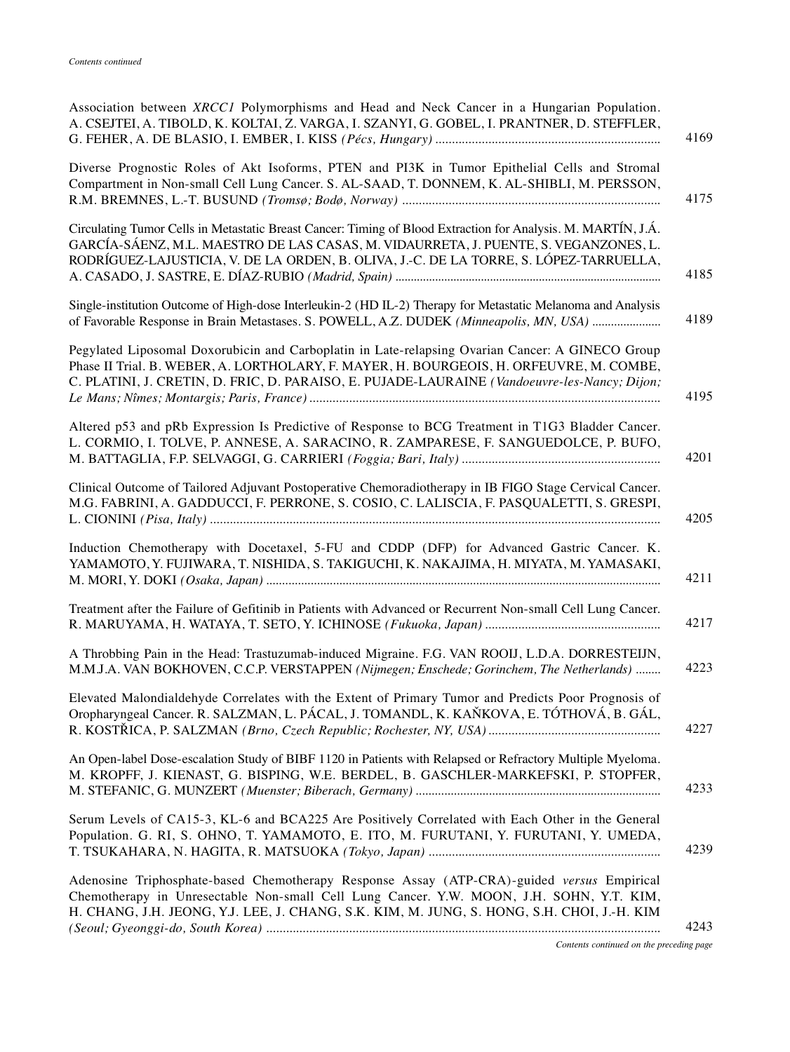*Contents continued*

Association between *XRCC1* Polymorphisms and Head and Neck Cancer in a Hungarian Population. A. CSEJTEI, A. TIBOLD, K. KOLTAI, Z. VARGA, I. SZANYI, G. GOBEL, I. PRANTNER, D. STEFFLER, G. FEHER, A. DE BLASIO, I. EMBER, I. KISS *(Pécs, Hungary)* ..... 4169

Diverse Prognostic Roles of Akt Isoforms, PTEN and PI3K in Tumor Epithelial Cells and Stromal Compartment in Non-small Cell Lung Cancer. S. AL-SAAD, T. DONNEM, K. AL-SHIBLI, M. PERSSON, R.M. BREMNES, L.-T. BUSUND *(Tromsø; Bodø, Norway)* ..... 4175

Circulating Tumor Cells in Metastatic Breast Cancer: Timing of Blood Extraction for Analysis. M. MARTÍN, J.Á. GARCÍA-SÁENZ, M.L. MAESTRO DE LAS CASAS, M. VIDAURRETA, J. PUENTE, S. VEGANZONES, L. RODRÍGUEZ-LAJUSTICIA, V. DE LA ORDEN, B. OLIVA, J.-C. DE LA TORRE, S. LÓPEZ-TARRUELLA, A. CASADO, J. SASTRE, E. DÍAZ-RUBIO *(Madrid, Spain)* ..... 4185

Single-institution Outcome of High-dose Interleukin-2 (HD IL-2) Therapy for Metastatic Melanoma and Analysis of Favorable Response in Brain Metastases. S. POWELL, A.Z. DUDEK *(Minneapolis, MN, USA)* ..... 4189

Pegylated Liposomal Doxorubicin and Carboplatin in Late-relapsing Ovarian Cancer: A GINECO Group Phase II Trial. B. WEBER, A. LORTHOLARY, F. MAYER, H. BOURGEOIS, H. ORFEUVRE, M. COMBE, C. PLATINI, J. CRETIN, D. FRIC, D. PARAISO, E. PUJADE-LAURAINE *(Vandoeuvre-les-Nancy; Dijon; Le Mans; Nîmes; Montargis; Paris, France)* ..... 4195

Altered p53 and pRb Expression Is Predictive of Response to BCG Treatment in T1G3 Bladder Cancer. L. CORMIO, I. TOLVE, P. ANNESE, A. SARACINO, R. ZAMPARESE, F. SANGUEDOLCE, P. BUFO, M. BATTAGLIA, F.P. SELVAGGI, G. CARRIERI *(Foggia; Bari, Italy)* ..... 4201

Clinical Outcome of Tailored Adjuvant Postoperative Chemoradiotherapy in IB FIGO Stage Cervical Cancer. M.G. FABRINI, A. GADDUCCI, F. PERRONE, S. COSIO, C. LALISCIA, F. PASQUALETTI, S. GRESPI, L. CIONINI *(Pisa, Italy)* ..... 4205

Induction Chemotherapy with Docetaxel, 5-FU and CDDP (DFP) for Advanced Gastric Cancer. K. YAMAMOTO, Y. FUJIWARA, T. NISHIDA, S. TAKIGUCHI, K. NAKAJIMA, H. MIYATA, M. YAMASAKI, M. MORI, Y. DOKI *(Osaka, Japan)* ..... 4211

Treatment after the Failure of Gefitinib in Patients with Advanced or Recurrent Non-small Cell Lung Cancer. R. MARUYAMA, H. WATAYA, T. SETO, Y. ICHINOSE *(Fukuoka, Japan)* ..... 4217

A Throbbing Pain in the Head: Trastuzumab-induced Migraine. F.G. VAN ROOIJ, L.D.A. DORRESTEIJN, M.M.J.A. VAN BOKHOVEN, C.C.P. VERSTAPPEN *(Nijmegen; Enschede; Gorinchem, The Netherlands)* ..... 4223

Elevated Malondialdehyde Correlates with the Extent of Primary Tumor and Predicts Poor Prognosis of Oropharyngeal Cancer. R. SALZMAN, L. PÁCAL, J. TOMANDL, K. KAŇKOVA, E. TÓTHOVÁ, B. GÁL, R. KOSTŘICA, P. SALZMAN *(Brno, Czech Republic; Rochester, NY, USA)* ..... 4227

An Open-label Dose-escalation Study of BIBF 1120 in Patients with Relapsed or Refractory Multiple Myeloma. M. KROPFF, J. KIENAST, G. BISPING, W.E. BERDEL, B. GASCHLER-MARKEFSKI, P. STOPFER, M. STEFANIC, G. MUNZERT *(Muenster; Biberach, Germany)* ..... 4233

Serum Levels of CA15-3, KL-6 and BCA225 Are Positively Correlated with Each Other in the General Population. G. RI, S. OHNO, T. YAMAMOTO, E. ITO, M. FURUTANI, Y. FURUTANI, Y. UMEDA, T. TSUKAHARA, N. HAGITA, R. MATSUOKA *(Tokyo, Japan)* ..... 4239

Adenosine Triphosphate-based Chemotherapy Response Assay (ATP-CRA)-guided *versus* Empirical Chemotherapy in Unresectable Non-small Cell Lung Cancer. Y.W. MOON, J.H. SOHN, Y.T. KIM, H. CHANG, J.H. JEONG, Y.J. LEE, J. CHANG, S.K. KIM, M. JUNG, S. HONG, S.H. CHOI, J.-H. KIM *(Seoul; Gyeonggi-do, South Korea)* ..... 4243

*Contents continued on the preceding page*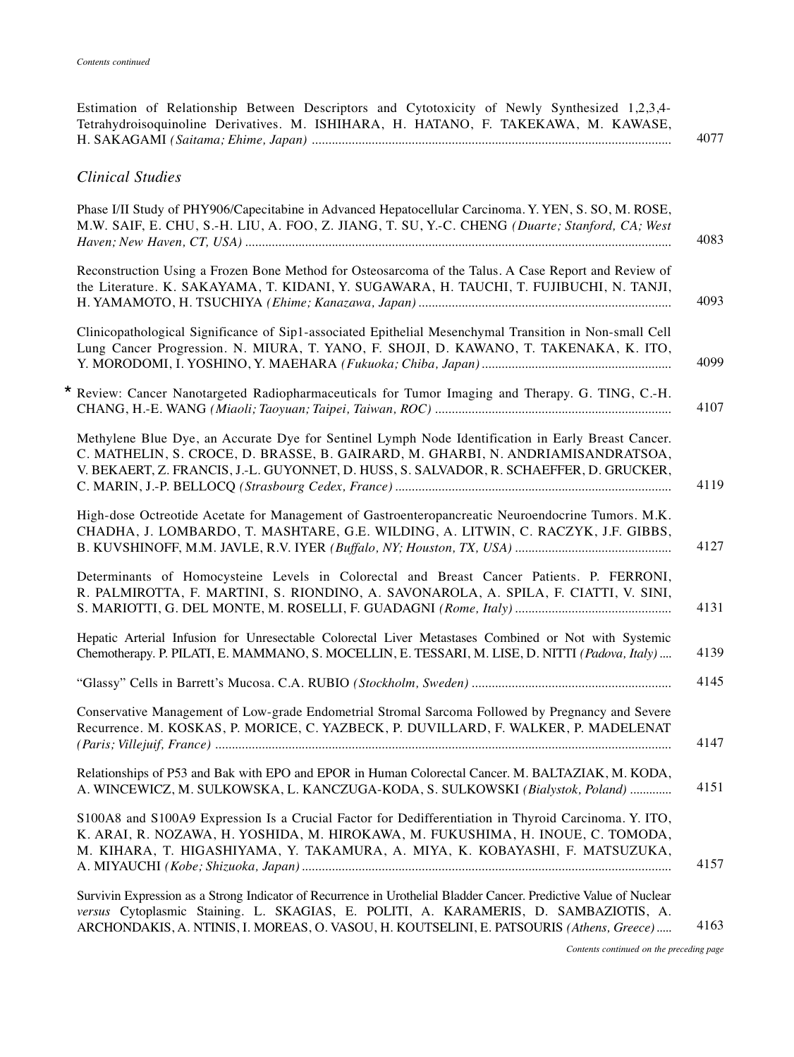*Contents continued*

Estimation of Relationship Between Descriptors and Cytotoxicity of Newly Synthesized 1,2,3,4-Tetrahydroisoquinoline Derivatives. M. ISHIHARA, H. HATANO, F. TAKEKAWA, M. KAWASE, H. SAKAGAMI *(Saitama; Ehime, Japan)* ............ 4077

## *Clinical Studies*

Phase I/II Study of PHY906/Capecitabine in Advanced Hepatocellular Carcinoma. Y. YEN, S. SO, M. ROSE, M.W. SAIF, E. CHU, S.-H. LIU, A. FOO, Z. JIANG, T. SU, Y.-C. CHENG *(Duarte; Stanford, CA; West Haven; New Haven, CT, USA)* ............ 4083

Reconstruction Using a Frozen Bone Method for Osteosarcoma of the Talus. A Case Report and Review of the Literature. K. SAKAYAMA, T. KIDANI, Y. SUGAWARA, H. TAUCHI, T. FUJIBUCHI, N. TANJI, H. YAMAMOTO, H. TSUCHIYA *(Ehime; Kanazawa, Japan)* ............ 4093

Clinicopathological Significance of Sip1-associated Epithelial Mesenchymal Transition in Non-small Cell Lung Cancer Progression. N. MIURA, T. YANO, F. SHOJI, D. KAWANO, T. TAKENAKA, K. ITO, Y. MORODOMI, I. YOSHINO, Y. MAEHARA *(Fukuoka; Chiba, Japan)* ............ 4099

* Review: Cancer Nanotargeted Radiopharmaceuticals for Tumor Imaging and Therapy. G. TING, C.-H. CHANG, H.-E. WANG *(Miaoli; Taoyuan; Taipei, Taiwan, ROC)* ............ 4107

Methylene Blue Dye, an Accurate Dye for Sentinel Lymph Node Identification in Early Breast Cancer. C. MATHELIN, S. CROCE, D. BRASSE, B. GAIRARD, M. GHARBI, N. ANDRIAMISANDRATSOA, V. BEKAERT, Z. FRANCIS, J.-L. GUYONNET, D. HUSS, S. SALVADOR, R. SCHAEFFER, D. GRUCKER, C. MARIN, J.-P. BELLOCQ *(Strasbourg Cedex, France)* ............ 4119

High-dose Octreotide Acetate for Management of Gastroenteropancreatic Neuroendocrine Tumors. M.K. CHADHA, J. LOMBARDO, T. MASHTARE, G.E. WILDING, A. LITWIN, C. RACZYK, J.F. GIBBS, B. KUVSHINOFF, M.M. JAVLE, R.V. IYER *(Buffalo, NY; Houston, TX, USA)* ............ 4127

Determinants of Homocysteine Levels in Colorectal and Breast Cancer Patients. P. FERRONI, R. PALMIROTTA, F. MARTINI, S. RIONDINO, A. SAVONAROLA, A. SPILA, F. CIATTI, V. SINI, S. MARIOTTI, G. DEL MONTE, M. ROSELLI, F. GUADAGNI *(Rome, Italy)* ............ 4131

Hepatic Arterial Infusion for Unresectable Colorectal Liver Metastases Combined or Not with Systemic Chemotherapy. P. PILATI, E. MAMMANO, S. MOCELLIN, E. TESSARI, M. LISE, D. NITTI *(Padova, Italy)* .... 4139

"Glassy" Cells in Barrett's Mucosa. C.A. RUBIO *(Stockholm, Sweden)* ............ 4145

Conservative Management of Low-grade Endometrial Stromal Sarcoma Followed by Pregnancy and Severe Recurrence. M. KOSKAS, P. MORICE, C. YAZBECK, P. DUVILLARD, F. WALKER, P. MADELENAT *(Paris; Villejuif, France)* ............ 4147

Relationships of P53 and Bak with EPO and EPOR in Human Colorectal Cancer. M. BALTAZIAK, M. KODA, A. WINCEWICZ, M. SULKOWSKA, L. KANCZUGA-KODA, S. SULKOWSKI *(Bialystok, Poland)* ............ 4151

S100A8 and S100A9 Expression Is a Crucial Factor for Dedifferentiation in Thyroid Carcinoma. Y. ITO, K. ARAI, R. NOZAWA, H. YOSHIDA, M. HIROKAWA, M. FUKUSHIMA, H. INOUE, C. TOMODA, M. KIHARA, T. HIGASHIYAMA, Y. TAKAMURA, A. MIYA, K. KOBAYASHI, F. MATSUZUKA, A. MIYAUCHI *(Kobe; Shizuoka, Japan)* ............ 4157

Survivin Expression as a Strong Indicator of Recurrence in Urothelial Bladder Cancer. Predictive Value of Nuclear *versus* Cytoplasmic Staining. L. SKAGIAS, E. POLITI, A. KARAMERIS, D. SAMBAZIOTIS, A. ARCHONDAKIS, A. NTINIS, I. MOREAS, O. VASOU, H. KOUTSELINI, E. PATSOURIS *(Athens, Greece)* ..... 4163

*Contents continued on the preceding page*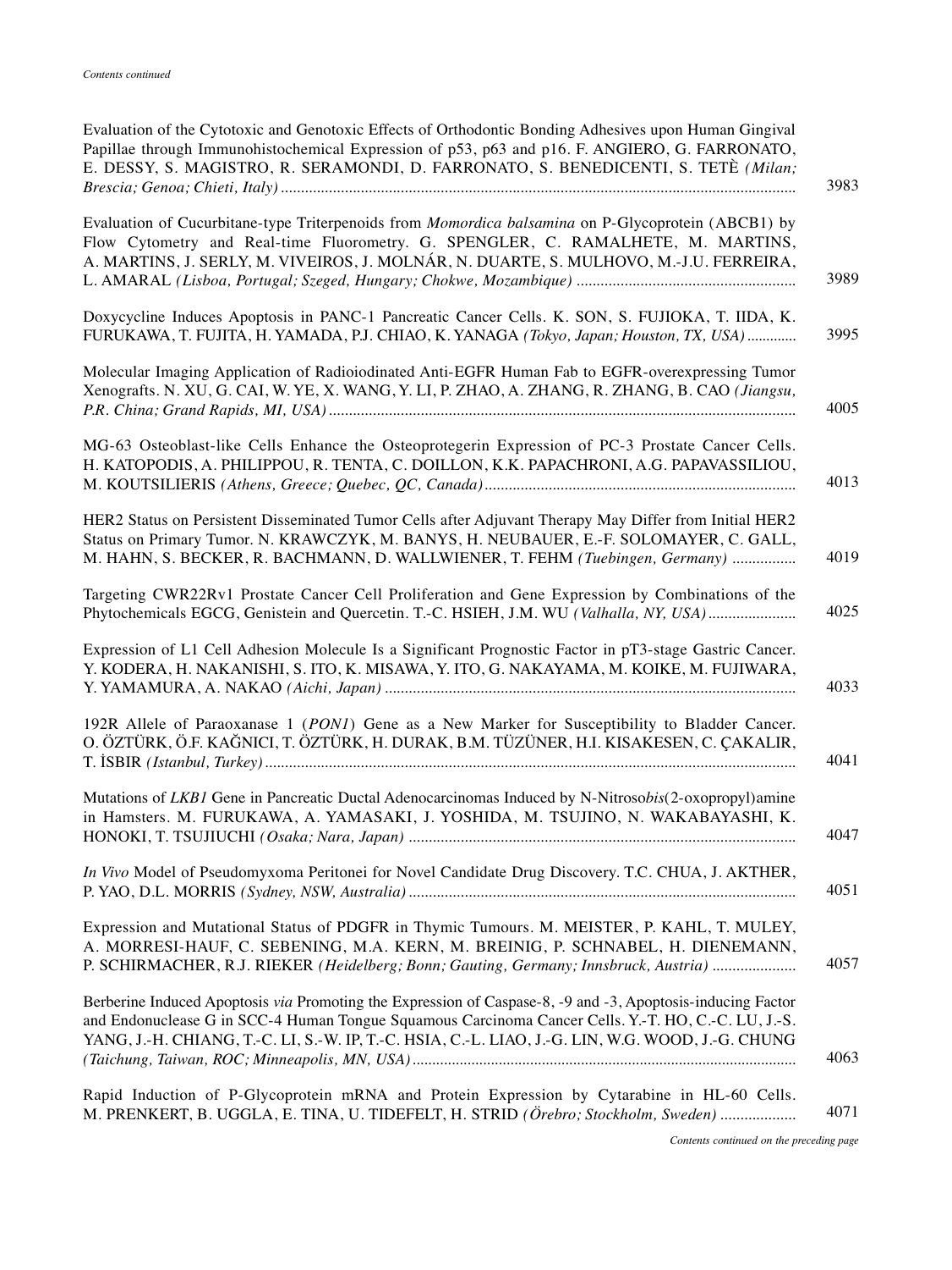*Contents continued*

Evaluation of the Cytotoxic and Genotoxic Effects of Orthodontic Bonding Adhesives upon Human Gingival Papillae through Immunohistochemical Expression of p53, p63 and p16. F. ANGIERO, G. FARRONATO, E. DESSY, S. MAGISTRO, R. SERAMONDI, D. FARRONATO, S. BENEDICENTI, S. TETÈ *(Milan; Brescia; Genoa; Chieti, Italy)* ..... 3983

Evaluation of Cucurbitane-type Triterpenoids from *Momordica balsamina* on P-Glycoprotein (ABCB1) by Flow Cytometry and Real-time Fluorometry. G. SPENGLER, C. RAMALHETE, M. MARTINS, A. MARTINS, J. SERLY, M. VIVEIROS, J. MOLNÁR, N. DUARTE, S. MULHOVO, M.-J.U. FERREIRA, L. AMARAL *(Lisboa, Portugal; Szeged, Hungary; Chokwe, Mozambique)* ..... 3989

Doxycycline Induces Apoptosis in PANC-1 Pancreatic Cancer Cells. K. SON, S. FUJIOKA, T. IIDA, K. FURUKAWA, T. FUJITA, H. YAMADA, P.J. CHIAO, K. YANAGA *(Tokyo, Japan; Houston, TX, USA)* ..... 3995

Molecular Imaging Application of Radioiodinated Anti-EGFR Human Fab to EGFR-overexpressing Tumor Xenografts. N. XU, G. CAI, W. YE, X. WANG, Y. LI, P. ZHAO, A. ZHANG, R. ZHANG, B. CAO *(Jiangsu, P.R. China; Grand Rapids, MI, USA)* ..... 4005

MG-63 Osteoblast-like Cells Enhance the Osteoprotegerin Expression of PC-3 Prostate Cancer Cells. H. KATOPODIS, A. PHILIPPOU, R. TENTA, C. DOILLON, K.K. PAPACHRONI, A.G. PAPAVASSILIOU, M. KOUTSILIERIS *(Athens, Greece; Quebec, QC, Canada)* ..... 4013

HER2 Status on Persistent Disseminated Tumor Cells after Adjuvant Therapy May Differ from Initial HER2 Status on Primary Tumor. N. KRAWCZYK, M. BANYS, H. NEUBAUER, E.-F. SOLOMAYER, C. GALL, M. HAHN, S. BECKER, R. BACHMANN, D. WALLWIENER, T. FEHM *(Tuebingen, Germany)* ..... 4019

Targeting CWR22Rv1 Prostate Cancer Cell Proliferation and Gene Expression by Combinations of the Phytochemicals EGCG, Genistein and Quercetin. T.-C. HSIEH, J.M. WU *(Valhalla, NY, USA)* ..... 4025

Expression of L1 Cell Adhesion Molecule Is a Significant Prognostic Factor in pT3-stage Gastric Cancer. Y. KODERA, H. NAKANISHI, S. ITO, K. MISAWA, Y. ITO, G. NAKAYAMA, M. KOIKE, M. FUJIWARA, Y. YAMAMURA, A. NAKAO *(Aichi, Japan)* ..... 4033

192R Allele of Paraoxanase 1 (*PON1*) Gene as a New Marker for Susceptibility to Bladder Cancer. O. ÖZTÜRK, Ö.F. KAĞNICI, T. ÖZTÜRK, H. DURAK, B.M. TÜZÜNER, H.I. KISAKESEN, C. ÇAKALIR, T. İSBIR *(Istanbul, Turkey)* ..... 4041

Mutations of *LKB1* Gene in Pancreatic Ductal Adenocarcinomas Induced by N-Nitroso*bis*(2-oxopropyl)amine in Hamsters. M. FURUKAWA, A. YAMASAKI, J. YOSHIDA, M. TSUJINO, N. WAKABAYASHI, K. HONOKI, T. TSUJIUCHI *(Osaka; Nara, Japan)* ..... 4047

*In Vivo* Model of Pseudomyxoma Peritonei for Novel Candidate Drug Discovery. T.C. CHUA, J. AKTHER, P. YAO, D.L. MORRIS *(Sydney, NSW, Australia)* ..... 4051

Expression and Mutational Status of PDGFR in Thymic Tumours. M. MEISTER, P. KAHL, T. MULEY, A. MORRESI-HAUF, C. SEBENING, M.A. KERN, M. BREINIG, P. SCHNABEL, H. DIENEMANN, P. SCHIRMACHER, R.J. RIEKER *(Heidelberg; Bonn; Gauting, Germany; Innsbruck, Austria)* ..... 4057

Berberine Induced Apoptosis *via* Promoting the Expression of Caspase-8, -9 and -3, Apoptosis-inducing Factor and Endonuclease G in SCC-4 Human Tongue Squamous Carcinoma Cancer Cells. Y.-T. HO, C.-C. LU, J.-S. YANG, J.-H. CHIANG, T.-C. LI, S.-W. IP, T.-C. HSIA, C.-L. LIAO, J.-G. LIN, W.G. WOOD, J.-G. CHUNG *(Taichung, Taiwan, ROC; Minneapolis, MN, USA)* ..... 4063

Rapid Induction of P-Glycoprotein mRNA and Protein Expression by Cytarabine in HL-60 Cells. M. PRENKERT, B. UGGLA, E. TINA, U. TIDEFELT, H. STRID *(Örebro; Stockholm, Sweden)* ..... 4071

*Contents continued on the preceding page*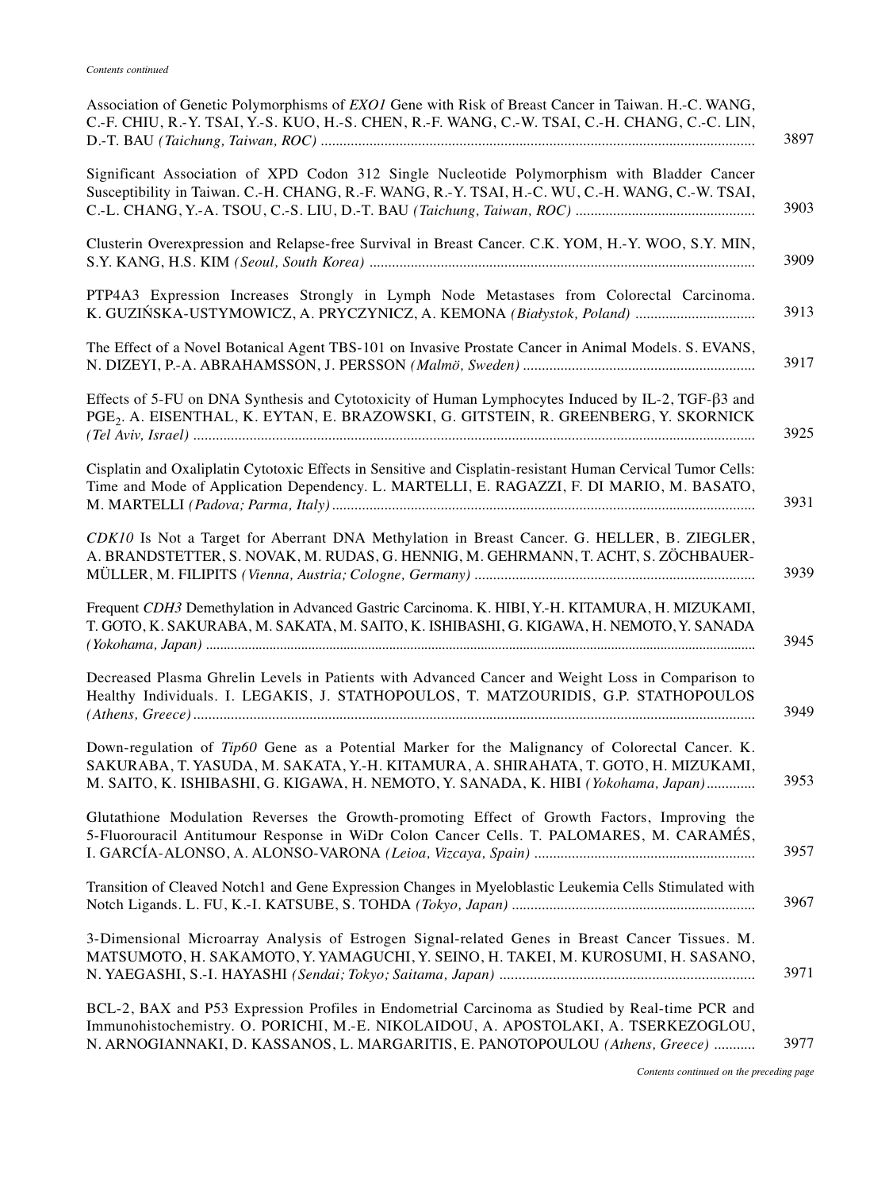*Contents continued*

Association of Genetic Polymorphisms of *EXO1* Gene with Risk of Breast Cancer in Taiwan. H.-C. WANG, C.-F. CHIU, R.-Y. TSAI, Y.-S. KUO, H.-S. CHEN, R.-F. WANG, C.-W. TSAI, C.-H. CHANG, C.-C. LIN, D.-T. BAU *(Taichung, Taiwan, ROC)* ........ 3897

Significant Association of XPD Codon 312 Single Nucleotide Polymorphism with Bladder Cancer Susceptibility in Taiwan. C.-H. CHANG, R.-F. WANG, R.-Y. TSAI, H.-C. WU, C.-H. WANG, C.-W. TSAI, C.-L. CHANG, Y.-A. TSOU, C.-S. LIU, D.-T. BAU *(Taichung, Taiwan, ROC)* ........ 3903

Clusterin Overexpression and Relapse-free Survival in Breast Cancer. C.K. YOM, H.-Y. WOO, S.Y. MIN, S.Y. KANG, H.S. KIM *(Seoul, South Korea)* ........ 3909

PTP4A3 Expression Increases Strongly in Lymph Node Metastases from Colorectal Carcinoma. K. GUZIŃSKA-USTYMOWICZ, A. PRYCZYNICZ, A. KEMONA *(Białystok, Poland)* ........ 3913

The Effect of a Novel Botanical Agent TBS-101 on Invasive Prostate Cancer in Animal Models. S. EVANS, N. DIZEYI, P.-A. ABRAHAMSSON, J. PERSSON *(Malmö, Sweden)* ........ 3917

Effects of 5-FU on DNA Synthesis and Cytotoxicity of Human Lymphocytes Induced by IL-2, TGF-β3 and $PGE_2$. A. EISENTHAL, K. EYTAN, E. BRAZOWSKI, G. GITSTEIN, R. GREENBERG, Y. SKORNICK *(Tel Aviv, Israel)* ........ 3925

Cisplatin and Oxaliplatin Cytotoxic Effects in Sensitive and Cisplatin-resistant Human Cervical Tumor Cells: Time and Mode of Application Dependency. L. MARTELLI, E. RAGAZZI, F. DI MARIO, M. BASATO, M. MARTELLI *(Padova; Parma, Italy)* ........ 3931

*CDK10* Is Not a Target for Aberrant DNA Methylation in Breast Cancer. G. HELLER, B. ZIEGLER, A. BRANDSTETTER, S. NOVAK, M. RUDAS, G. HENNIG, M. GEHRMANN, T. ACHT, S. ZÖCHBAUER-MÜLLER, M. FILIPITS *(Vienna, Austria; Cologne, Germany)* ........ 3939

Frequent *CDH3* Demethylation in Advanced Gastric Carcinoma. K. HIBI, Y.-H. KITAMURA, H. MIZUKAMI, T. GOTO, K. SAKURABA, M. SAKATA, M. SAITO, K. ISHIBASHI, G. KIGAWA, H. NEMOTO, Y. SANADA *(Yokohama, Japan)* ........ 3945

Decreased Plasma Ghrelin Levels in Patients with Advanced Cancer and Weight Loss in Comparison to Healthy Individuals. I. LEGAKIS, J. STATHOPOULOS, T. MATZOURIDIS, G.P. STATHOPOULOS *(Athens, Greece)* ........ 3949

Down-regulation of *Tip60* Gene as a Potential Marker for the Malignancy of Colorectal Cancer. K. SAKURABA, T. YASUDA, M. SAKATA, Y.-H. KITAMURA, A. SHIRAHATA, T. GOTO, H. MIZUKAMI, M. SAITO, K. ISHIBASHI, G. KIGAWA, H. NEMOTO, Y. SANADA, K. HIBI *(Yokohama, Japan)* ........ 3953

Glutathione Modulation Reverses the Growth-promoting Effect of Growth Factors, Improving the 5-Fluorouracil Antitumour Response in WiDr Colon Cancer Cells. T. PALOMARES, M. CARAMÉS, I. GARCÍA-ALONSO, A. ALONSO-VARONA *(Leioa, Vizcaya, Spain)* ........ 3957

Transition of Cleaved Notch1 and Gene Expression Changes in Myeloblastic Leukemia Cells Stimulated with Notch Ligands. L. FU, K.-I. KATSUBE, S. TOHDA *(Tokyo, Japan)* ........ 3967

3-Dimensional Microarray Analysis of Estrogen Signal-related Genes in Breast Cancer Tissues. M. MATSUMOTO, H. SAKAMOTO, Y. YAMAGUCHI, Y. SEINO, H. TAKEI, M. KUROSUMI, H. SASANO, N. YAEGASHI, S.-I. HAYASHI *(Sendai; Tokyo; Saitama, Japan)* ........ 3971

BCL-2, BAX and P53 Expression Profiles in Endometrial Carcinoma as Studied by Real-time PCR and Immunohistochemistry. O. PORICHI, M.-E. NIKOLAIDOU, A. APOSTOLAKI, A. TSERKEZOGLOU, N. ARNOGIANNAKI, D. KASSANOS, L. MARGARITIS, E. PANOTOPOULOU *(Athens, Greece)* ........ 3977

*Contents continued on the preceding page*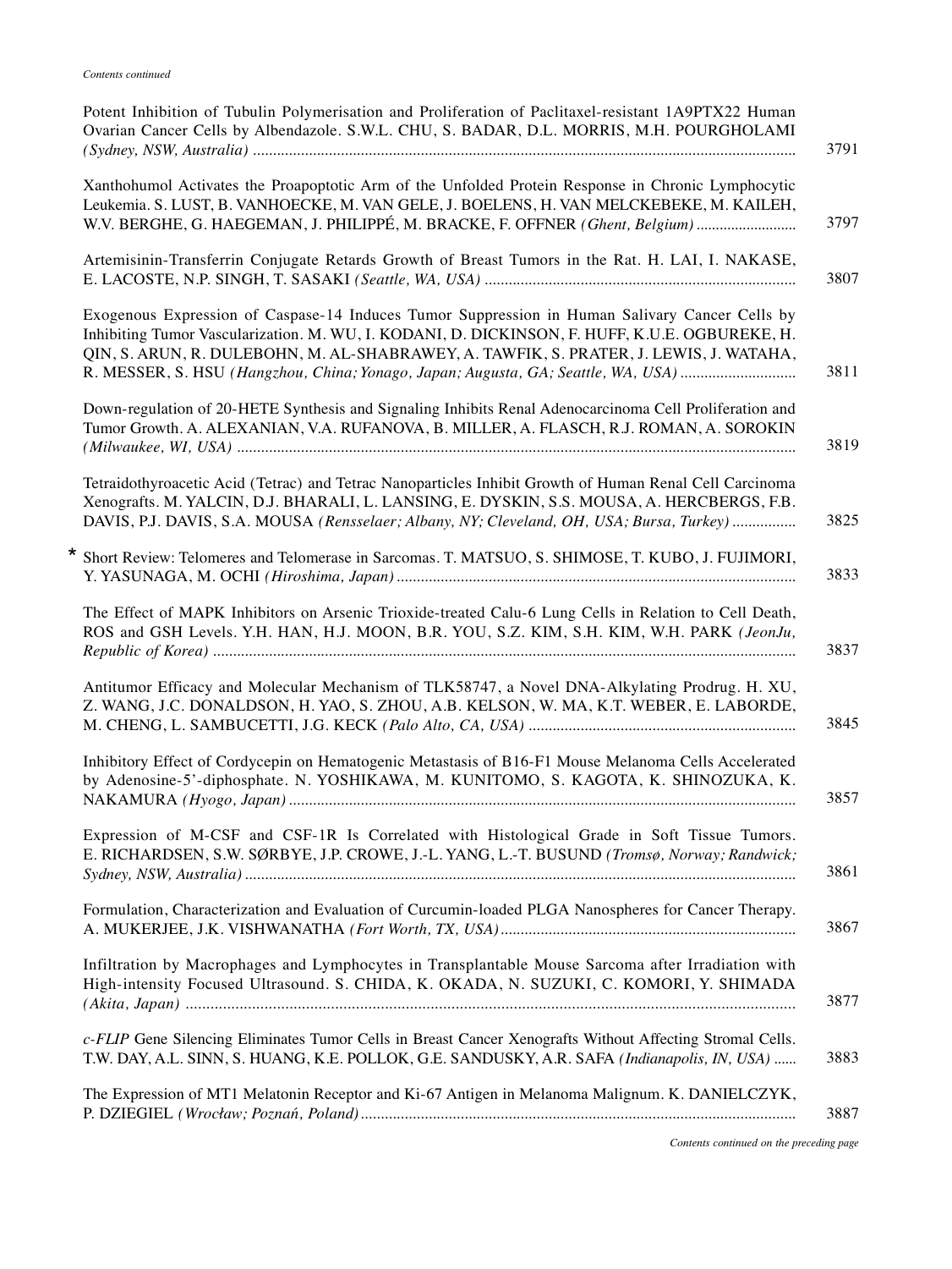*Contents continued*

Potent Inhibition of Tubulin Polymerisation and Proliferation of Paclitaxel-resistant 1A9PTX22 Human Ovarian Cancer Cells by Albendazole. S.W.L. CHU, S. BADAR, D.L. MORRIS, M.H. POURGHOLAMI *(Sydney, NSW, Australia)* ... 3791

Xanthohumol Activates the Proapoptotic Arm of the Unfolded Protein Response in Chronic Lymphocytic Leukemia. S. LUST, B. VANHOECKE, M. VAN GELE, J. BOELENS, H. VAN MELCKEBEKE, M. KAILEH, W.V. BERGHE, G. HAEGEMAN, J. PHILIPPÉ, M. BRACKE, F. OFFNER *(Ghent, Belgium)* ... 3797

Artemisinin-Transferrin Conjugate Retards Growth of Breast Tumors in the Rat. H. LAI, I. NAKASE, E. LACOSTE, N.P. SINGH, T. SASAKI *(Seattle, WA, USA)* ... 3807

Exogenous Expression of Caspase-14 Induces Tumor Suppression in Human Salivary Cancer Cells by Inhibiting Tumor Vascularization. M. WU, I. KODANI, D. DICKINSON, F. HUFF, K.U.E. OGBUREKE, H. QIN, S. ARUN, R. DULEBOHN, M. AL-SHABRAWEY, A. TAWFIK, S. PRATER, J. LEWIS, J. WATAHA, R. MESSER, S. HSU *(Hangzhou, China; Yonago, Japan; Augusta, GA; Seattle, WA, USA)* ... 3811

Down-regulation of 20-HETE Synthesis and Signaling Inhibits Renal Adenocarcinoma Cell Proliferation and Tumor Growth. A. ALEXANIAN, V.A. RUFANOVA, B. MILLER, A. FLASCH, R.J. ROMAN, A. SOROKIN *(Milwaukee, WI, USA)* ... 3819

Tetraidothyroacetic Acid (Tetrac) and Tetrac Nanoparticles Inhibit Growth of Human Renal Cell Carcinoma Xenografts. M. YALCIN, D.J. BHARALI, L. LANSING, E. DYSKIN, S.S. MOUSA, A. HERCBERGS, F.B. DAVIS, P.J. DAVIS, S.A. MOUSA *(Rensselaer; Albany, NY; Cleveland, OH, USA; Bursa, Turkey)* ... 3825

\* Short Review: Telomeres and Telomerase in Sarcomas. T. MATSUO, S. SHIMOSE, T. KUBO, J. FUJIMORI, Y. YASUNAGA, M. OCHI *(Hiroshima, Japan)* ... 3833

The Effect of MAPK Inhibitors on Arsenic Trioxide-treated Calu-6 Lung Cells in Relation to Cell Death, ROS and GSH Levels. Y.H. HAN, H.J. MOON, B.R. YOU, S.Z. KIM, S.H. KIM, W.H. PARK *(JeonJu, Republic of Korea)* ... 3837

Antitumor Efficacy and Molecular Mechanism of TLK58747, a Novel DNA-Alkylating Prodrug. H. XU, Z. WANG, J.C. DONALDSON, H. YAO, S. ZHOU, A.B. KELSON, W. MA, K.T. WEBER, E. LABORDE, M. CHENG, L. SAMBUCETTI, J.G. KECK *(Palo Alto, CA, USA)* ... 3845

Inhibitory Effect of Cordycepin on Hematogenic Metastasis of B16-F1 Mouse Melanoma Cells Accelerated by Adenosine-5'-diphosphate. N. YOSHIKAWA, M. KUNITOMO, S. KAGOTA, K. SHINOZUKA, K. NAKAMURA *(Hyogo, Japan)* ... 3857

Expression of M-CSF and CSF-1R Is Correlated with Histological Grade in Soft Tissue Tumors. E. RICHARDSEN, S.W. SØRBYE, J.P. CROWE, J.-L. YANG, L.-T. BUSUND *(Tromsø, Norway; Randwick; Sydney, NSW, Australia)* ... 3861

Formulation, Characterization and Evaluation of Curcumin-loaded PLGA Nanospheres for Cancer Therapy. A. MUKERJEE, J.K. VISHWANATHA *(Fort Worth, TX, USA)* ... 3867

Infiltration by Macrophages and Lymphocytes in Transplantable Mouse Sarcoma after Irradiation with High-intensity Focused Ultrasound. S. CHIDA, K. OKADA, N. SUZUKI, C. KOMORI, Y. SHIMADA *(Akita, Japan)* ... 3877

*c-FLIP* Gene Silencing Eliminates Tumor Cells in Breast Cancer Xenografts Without Affecting Stromal Cells. T.W. DAY, A.L. SINN, S. HUANG, K.E. POLLOK, G.E. SANDUSKY, A.R. SAFA *(Indianapolis, IN, USA)* ... 3883

The Expression of MT1 Melatonin Receptor and Ki-67 Antigen in Melanoma Malignum. K. DANIELCZYK, P. DZIEGIEL *(Wrocław; Poznań, Poland)* ... 3887

*Contents continued on the preceding page*